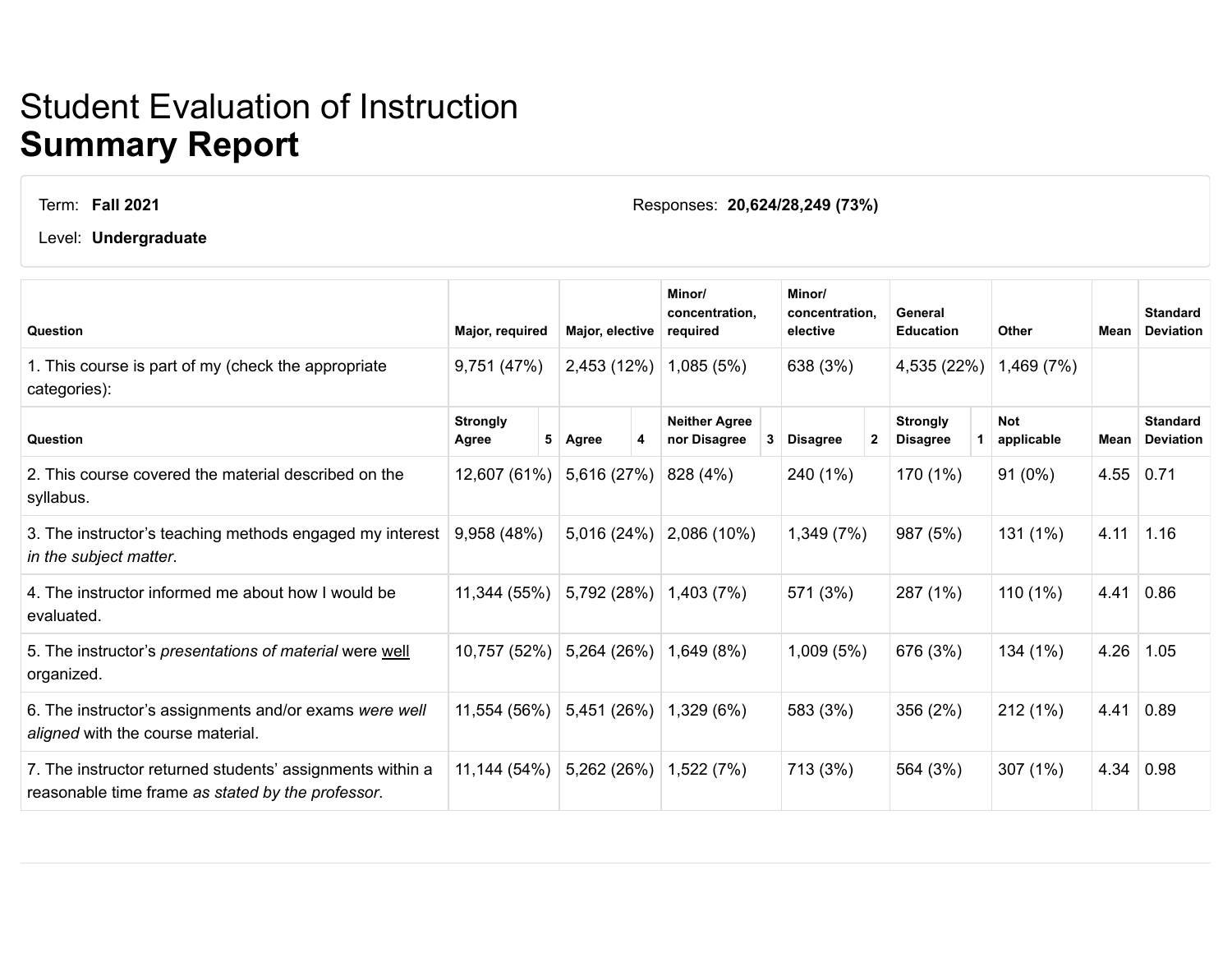# Student Evaluation of Instruction
# **Summary Report**

Term: **Fall 2021**

Level: **Undergraduate**

Responses: **20,624/28,249 (73%)**

| Question | Major, required | Major, elective | Minor/ concentration, required | Minor/ concentration, elective | General Education | Other | Mean | Standard Deviation |
|---|---|---|---|---|---|---|---|---|
| 1. This course is part of my (check the appropriate categories): | 9,751 (47%) | 2,453 (12%) | 1,085 (5%) | 638 (3%) | 4,535 (22%) | 1,469 (7%) | | |

| Question | Strongly Agree 5 | Agree 4 | Neither Agree nor Disagree 3 | Disagree 2 | Strongly Disagree 1 | Not applicable | Mean | Standard Deviation |
|---|---|---|---|---|---|---|---|---|
| 2. This course covered the material described on the syllabus. | 12,607 (61%) | 5,616 (27%) | 828 (4%) | 240 (1%) | 170 (1%) | 91 (0%) | 4.55 | 0.71 |
| 3. The instructor's teaching methods engaged my interest *in the subject matter*. | 9,958 (48%) | 5,016 (24%) | 2,086 (10%) | 1,349 (7%) | 987 (5%) | 131 (1%) | 4.11 | 1.16 |
| 4. The instructor informed me about how I would be evaluated. | 11,344 (55%) | 5,792 (28%) | 1,403 (7%) | 571 (3%) | 287 (1%) | 110 (1%) | 4.41 | 0.86 |
| 5. The instructor's *presentations of material* were <u>well</u> organized. | 10,757 (52%) | 5,264 (26%) | 1,649 (8%) | 1,009 (5%) | 676 (3%) | 134 (1%) | 4.26 | 1.05 |
| 6. The instructor's assignments and/or exams *were well aligned* with the course material. | 11,554 (56%) | 5,451 (26%) | 1,329 (6%) | 583 (3%) | 356 (2%) | 212 (1%) | 4.41 | 0.89 |
| 7. The instructor returned students' assignments within a reasonable time frame *as stated by the professor*. | 11,144 (54%) | 5,262 (26%) | 1,522 (7%) | 713 (3%) | 564 (3%) | 307 (1%) | 4.34 | 0.98 |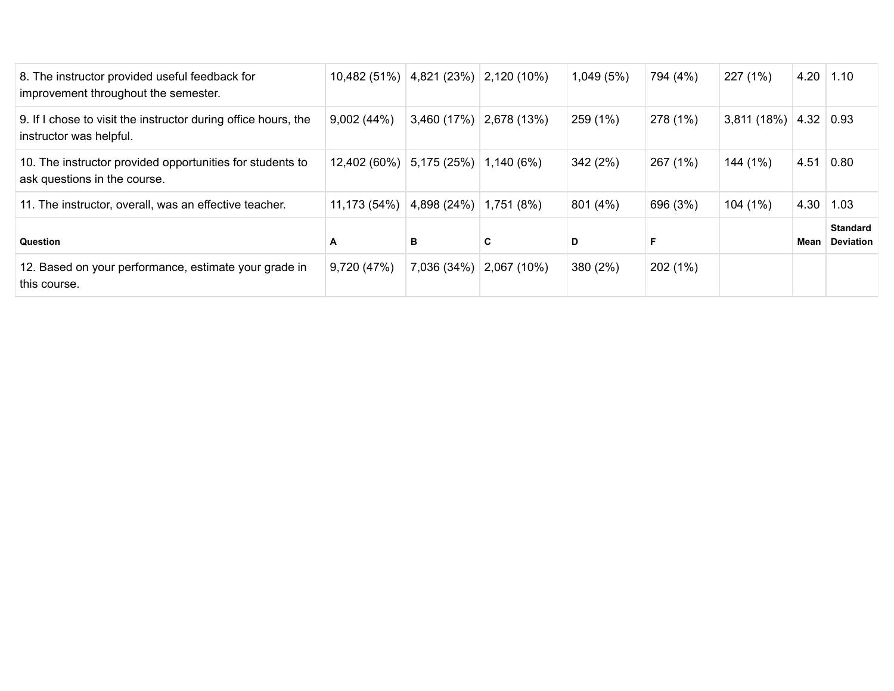| | | | | | | | | |
|---|---|---|---|---|---|---|---|---|
| 8. The instructor provided useful feedback for improvement throughout the semester. | 10,482 (51%) | 4,821 (23%) | 2,120 (10%) | 1,049 (5%) | 794 (4%) | 227 (1%) | 4.20 | 1.10 |
| 9. If I chose to visit the instructor during office hours, the instructor was helpful. | 9,002 (44%) | 3,460 (17%) | 2,678 (13%) | 259 (1%) | 278 (1%) | 3,811 (18%) | 4.32 | 0.93 |
| 10. The instructor provided opportunities for students to ask questions in the course. | 12,402 (60%) | 5,175 (25%) | 1,140 (6%) | 342 (2%) | 267 (1%) | 144 (1%) | 4.51 | 0.80 |
| 11. The instructor, overall, was an effective teacher. | 11,173 (54%) | 4,898 (24%) | 1,751 (8%) | 801 (4%) | 696 (3%) | 104 (1%) | 4.30 | 1.03 |
| **Question** | **A** | **B** | **C** | **D** | **F** | | **Mean** | **Standard Deviation** |
| 12. Based on your performance, estimate your grade in this course. | 9,720 (47%) | 7,036 (34%) | 2,067 (10%) | 380 (2%) | 202 (1%) | | | |